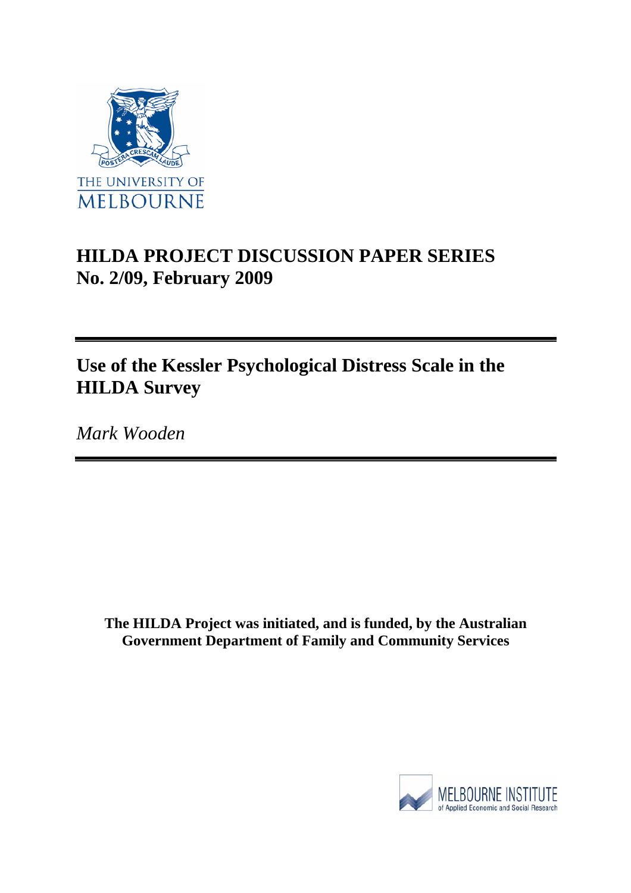THE UNIVERSITY OF MELBOURNE

# HILDA PROJECT DISCUSSION PAPER SERIES
# No. 2/09, February 2009

## Use of the Kessler Psychological Distress Scale in the HILDA Survey

*Mark Wooden*

**The HILDA Project was initiated, and is funded, by the Australian Government Department of Family and Community Services**

MELBOURNE INSTITUTE of Applied Economic and Social Research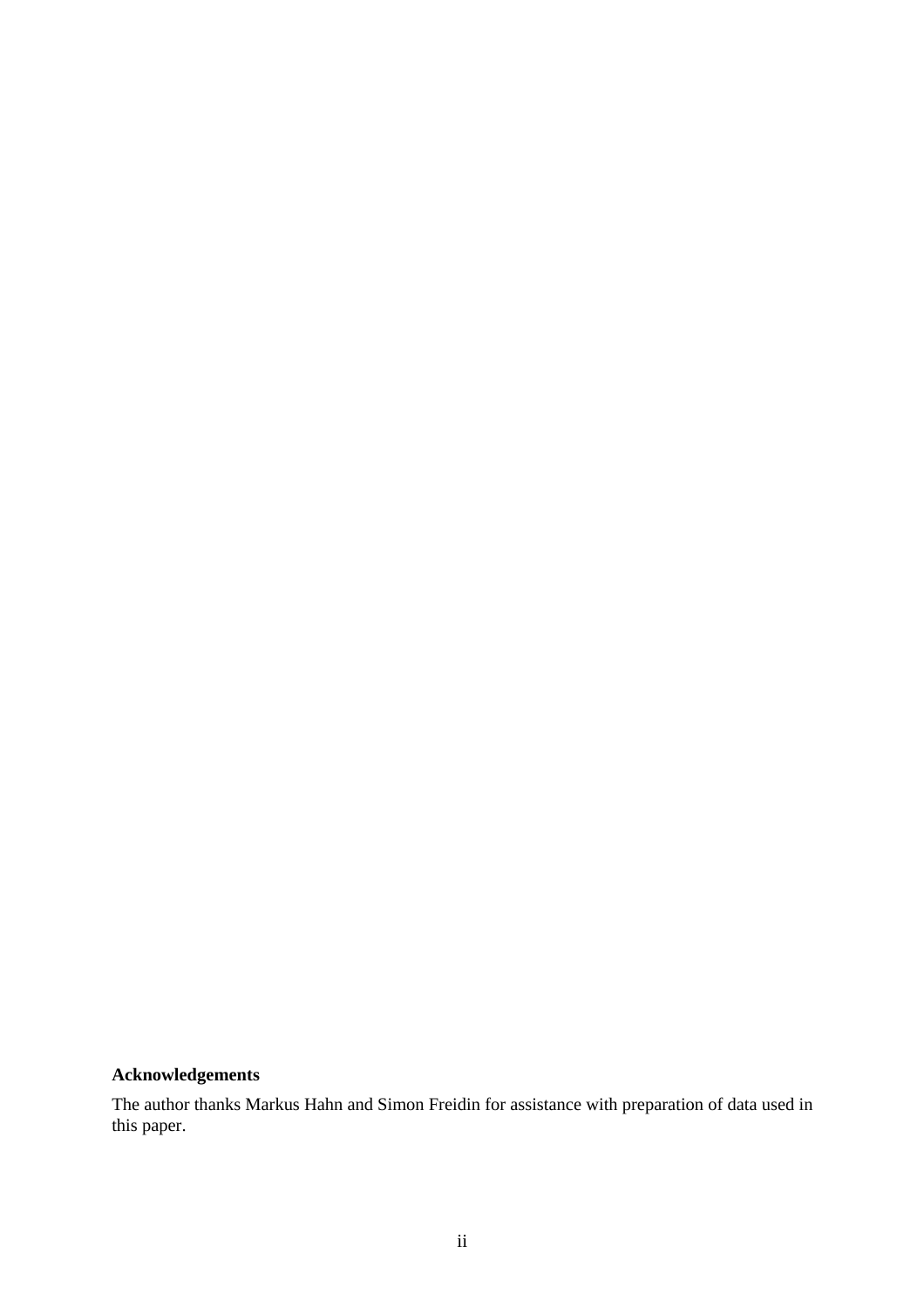**Acknowledgements**

The author thanks Markus Hahn and Simon Freidin for assistance with preparation of data used in this paper.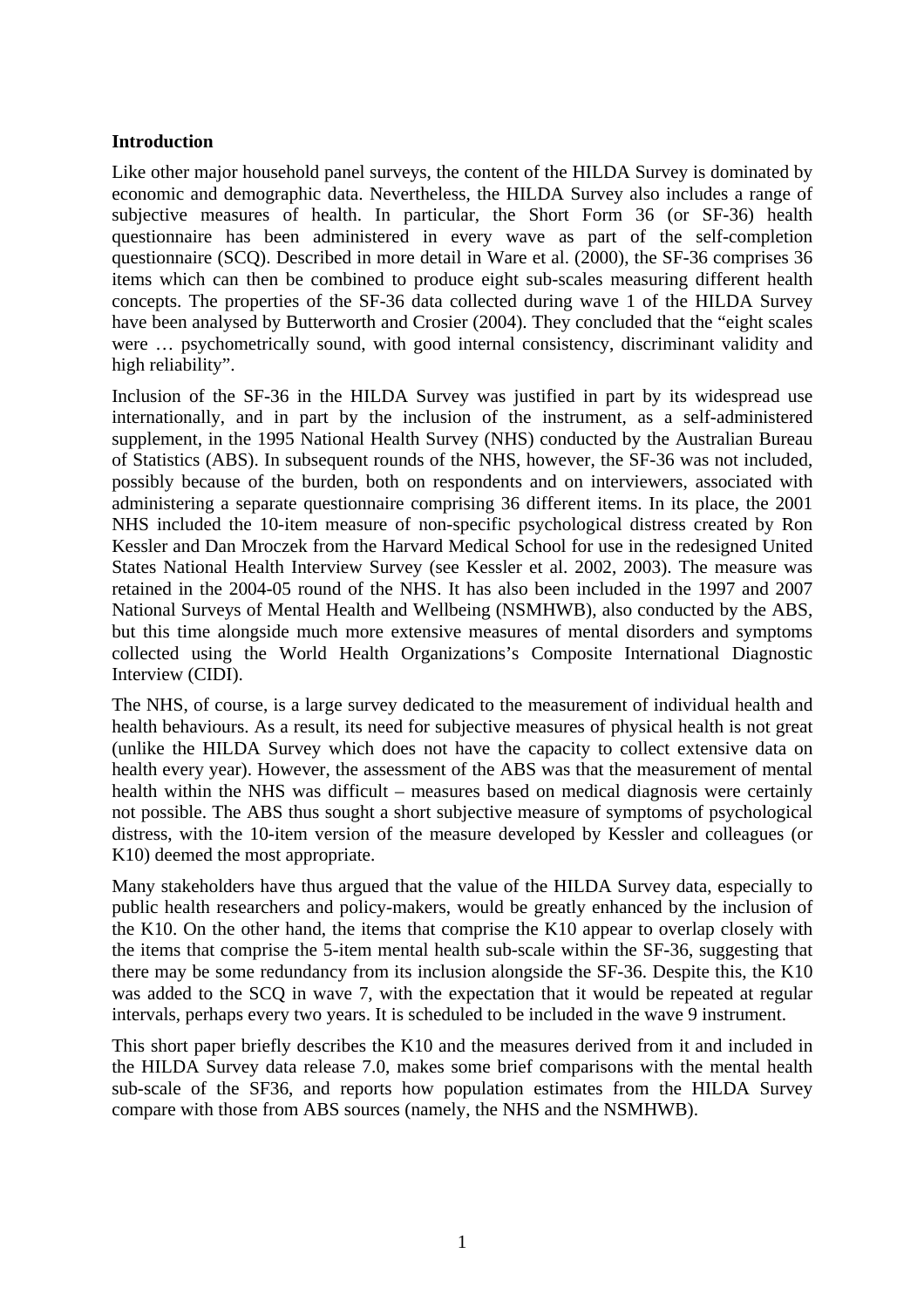## Introduction

Like other major household panel surveys, the content of the HILDA Survey is dominated by economic and demographic data. Nevertheless, the HILDA Survey also includes a range of subjective measures of health. In particular, the Short Form 36 (or SF-36) health questionnaire has been administered in every wave as part of the self-completion questionnaire (SCQ). Described in more detail in Ware et al. (2000), the SF-36 comprises 36 items which can then be combined to produce eight sub-scales measuring different health concepts. The properties of the SF-36 data collected during wave 1 of the HILDA Survey have been analysed by Butterworth and Crosier (2004). They concluded that the "eight scales were … psychometrically sound, with good internal consistency, discriminant validity and high reliability".

Inclusion of the SF-36 in the HILDA Survey was justified in part by its widespread use internationally, and in part by the inclusion of the instrument, as a self-administered supplement, in the 1995 National Health Survey (NHS) conducted by the Australian Bureau of Statistics (ABS). In subsequent rounds of the NHS, however, the SF-36 was not included, possibly because of the burden, both on respondents and on interviewers, associated with administering a separate questionnaire comprising 36 different items. In its place, the 2001 NHS included the 10-item measure of non-specific psychological distress created by Ron Kessler and Dan Mroczek from the Harvard Medical School for use in the redesigned United States National Health Interview Survey (see Kessler et al. 2002, 2003). The measure was retained in the 2004-05 round of the NHS. It has also been included in the 1997 and 2007 National Surveys of Mental Health and Wellbeing (NSMHWB), also conducted by the ABS, but this time alongside much more extensive measures of mental disorders and symptoms collected using the World Health Organizations's Composite International Diagnostic Interview (CIDI).

The NHS, of course, is a large survey dedicated to the measurement of individual health and health behaviours. As a result, its need for subjective measures of physical health is not great (unlike the HILDA Survey which does not have the capacity to collect extensive data on health every year). However, the assessment of the ABS was that the measurement of mental health within the NHS was difficult – measures based on medical diagnosis were certainly not possible. The ABS thus sought a short subjective measure of symptoms of psychological distress, with the 10-item version of the measure developed by Kessler and colleagues (or K10) deemed the most appropriate.

Many stakeholders have thus argued that the value of the HILDA Survey data, especially to public health researchers and policy-makers, would be greatly enhanced by the inclusion of the K10. On the other hand, the items that comprise the K10 appear to overlap closely with the items that comprise the 5-item mental health sub-scale within the SF-36, suggesting that there may be some redundancy from its inclusion alongside the SF-36. Despite this, the K10 was added to the SCQ in wave 7, with the expectation that it would be repeated at regular intervals, perhaps every two years. It is scheduled to be included in the wave 9 instrument.

This short paper briefly describes the K10 and the measures derived from it and included in the HILDA Survey data release 7.0, makes some brief comparisons with the mental health sub-scale of the SF36, and reports how population estimates from the HILDA Survey compare with those from ABS sources (namely, the NHS and the NSMHWB).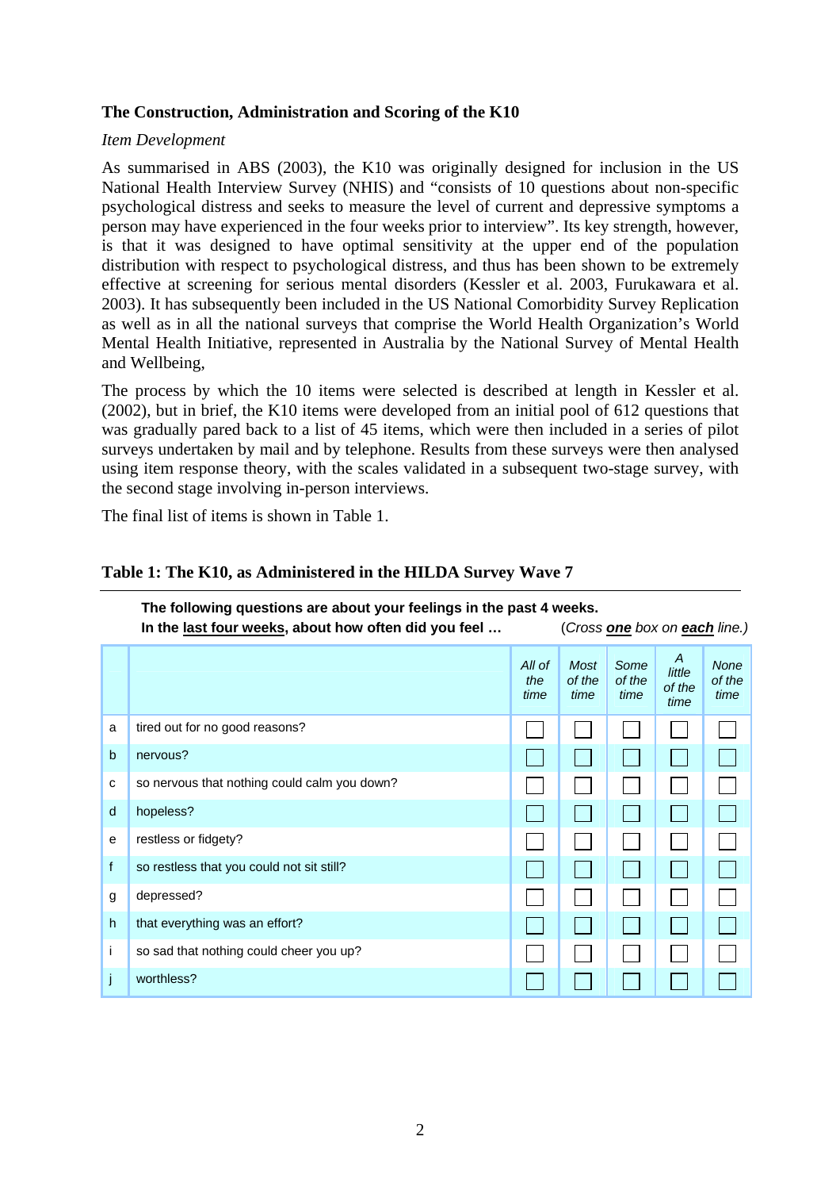### The Construction, Administration and Scoring of the K10

*Item Development*

As summarised in ABS (2003), the K10 was originally designed for inclusion in the US National Health Interview Survey (NHIS) and "consists of 10 questions about non-specific psychological distress and seeks to measure the level of current and depressive symptoms a person may have experienced in the four weeks prior to interview". Its key strength, however, is that it was designed to have optimal sensitivity at the upper end of the population distribution with respect to psychological distress, and thus has been shown to be extremely effective at screening for serious mental disorders (Kessler et al. 2003, Furukawara et al. 2003). It has subsequently been included in the US National Comorbidity Survey Replication as well as in all the national surveys that comprise the World Health Organization's World Mental Health Initiative, represented in Australia by the National Survey of Mental Health and Wellbeing,

The process by which the 10 items were selected is described at length in Kessler et al. (2002), but in brief, the K10 items were developed from an initial pool of 612 questions that was gradually pared back to a list of 45 items, which were then included in a series of pilot surveys undertaken by mail and by telephone. Results from these surveys were then analysed using item response theory, with the scales validated in a subsequent two-stage survey, with the second stage involving in-person interviews.

The final list of items is shown in Table 1.

**Table 1: The K10, as Administered in the HILDA Survey Wave 7**

**The following questions are about your feelings in the past 4 weeks.**
**In the last four weeks, about how often did you feel …** (*Cross* ***one*** *box on* ***each*** *line.*)

| | | *All of the time* | *Most of the time* | *Some of the time* | *A little of the time* | *None of the time* |
|---|---|---|---|---|---|---|
| a | tired out for no good reasons? | ☐ | ☐ | ☐ | ☐ | ☐ |
| b | nervous? | ☐ | ☐ | ☐ | ☐ | ☐ |
| c | so nervous that nothing could calm you down? | ☐ | ☐ | ☐ | ☐ | ☐ |
| d | hopeless? | ☐ | ☐ | ☐ | ☐ | ☐ |
| e | restless or fidgety? | ☐ | ☐ | ☐ | ☐ | ☐ |
| f | so restless that you could not sit still? | ☐ | ☐ | ☐ | ☐ | ☐ |
| g | depressed? | ☐ | ☐ | ☐ | ☐ | ☐ |
| h | that everything was an effort? | ☐ | ☐ | ☐ | ☐ | ☐ |
| i | so sad that nothing could cheer you up? | ☐ | ☐ | ☐ | ☐ | ☐ |
| j | worthless? | ☐ | ☐ | ☐ | ☐ | ☐ |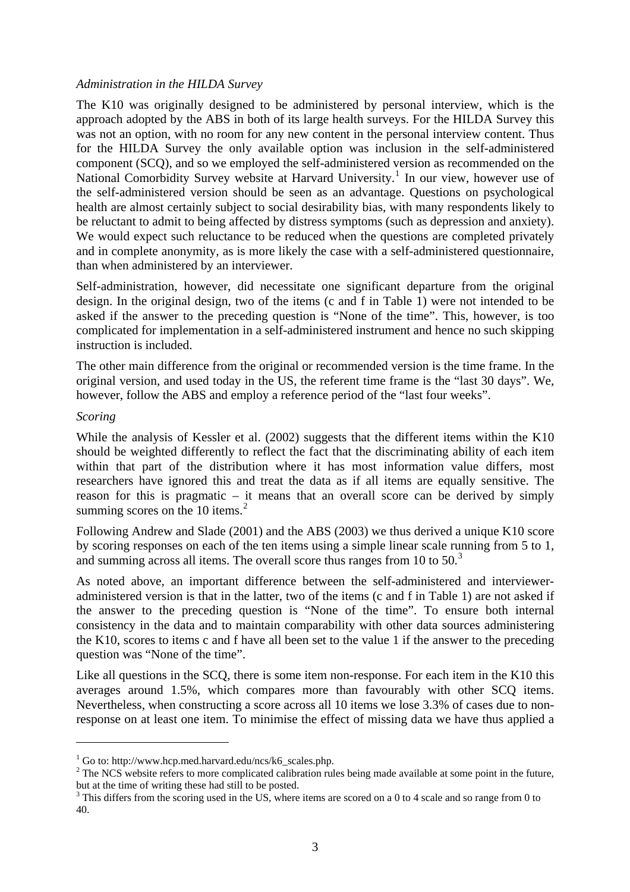*Administration in the HILDA Survey*

The K10 was originally designed to be administered by personal interview, which is the approach adopted by the ABS in both of its large health surveys. For the HILDA Survey this was not an option, with no room for any new content in the personal interview content. Thus for the HILDA Survey the only available option was inclusion in the self-administered component (SCQ), and so we employed the self-administered version as recommended on the National Comorbidity Survey website at Harvard University.[1] In our view, however use of the self-administered version should be seen as an advantage. Questions on psychological health are almost certainly subject to social desirability bias, with many respondents likely to be reluctant to admit to being affected by distress symptoms (such as depression and anxiety). We would expect such reluctance to be reduced when the questions are completed privately and in complete anonymity, as is more likely the case with a self-administered questionnaire, than when administered by an interviewer.

Self-administration, however, did necessitate one significant departure from the original design. In the original design, two of the items (c and f in Table 1) were not intended to be asked if the answer to the preceding question is "None of the time". This, however, is too complicated for implementation in a self-administered instrument and hence no such skipping instruction is included.

The other main difference from the original or recommended version is the time frame. In the original version, and used today in the US, the referent time frame is the "last 30 days". We, however, follow the ABS and employ a reference period of the "last four weeks".

*Scoring*

While the analysis of Kessler et al. (2002) suggests that the different items within the K10 should be weighted differently to reflect the fact that the discriminating ability of each item within that part of the distribution where it has most information value differs, most researchers have ignored this and treat the data as if all items are equally sensitive. The reason for this is pragmatic – it means that an overall score can be derived by simply summing scores on the 10 items.[2]

Following Andrew and Slade (2001) and the ABS (2003) we thus derived a unique K10 score by scoring responses on each of the ten items using a simple linear scale running from 5 to 1, and summing across all items. The overall score thus ranges from 10 to 50.[3]

As noted above, an important difference between the self-administered and interviewer-administered version is that in the latter, two of the items (c and f in Table 1) are not asked if the answer to the preceding question is "None of the time". To ensure both internal consistency in the data and to maintain comparability with other data sources administering the K10, scores to items c and f have all been set to the value 1 if the answer to the preceding question was "None of the time".

Like all questions in the SCQ, there is some item non-response. For each item in the K10 this averages around 1.5%, which compares more than favourably with other SCQ items. Nevertheless, when constructing a score across all 10 items we lose 3.3% of cases due to non-response on at least one item. To minimise the effect of missing data we have thus applied a

---

[1] Go to: http://www.hcp.med.harvard.edu/ncs/k6_scales.php.

[2] The NCS website refers to more complicated calibration rules being made available at some point in the future, but at the time of writing these had still to be posted.

[3] This differs from the scoring used in the US, where items are scored on a 0 to 4 scale and so range from 0 to 40.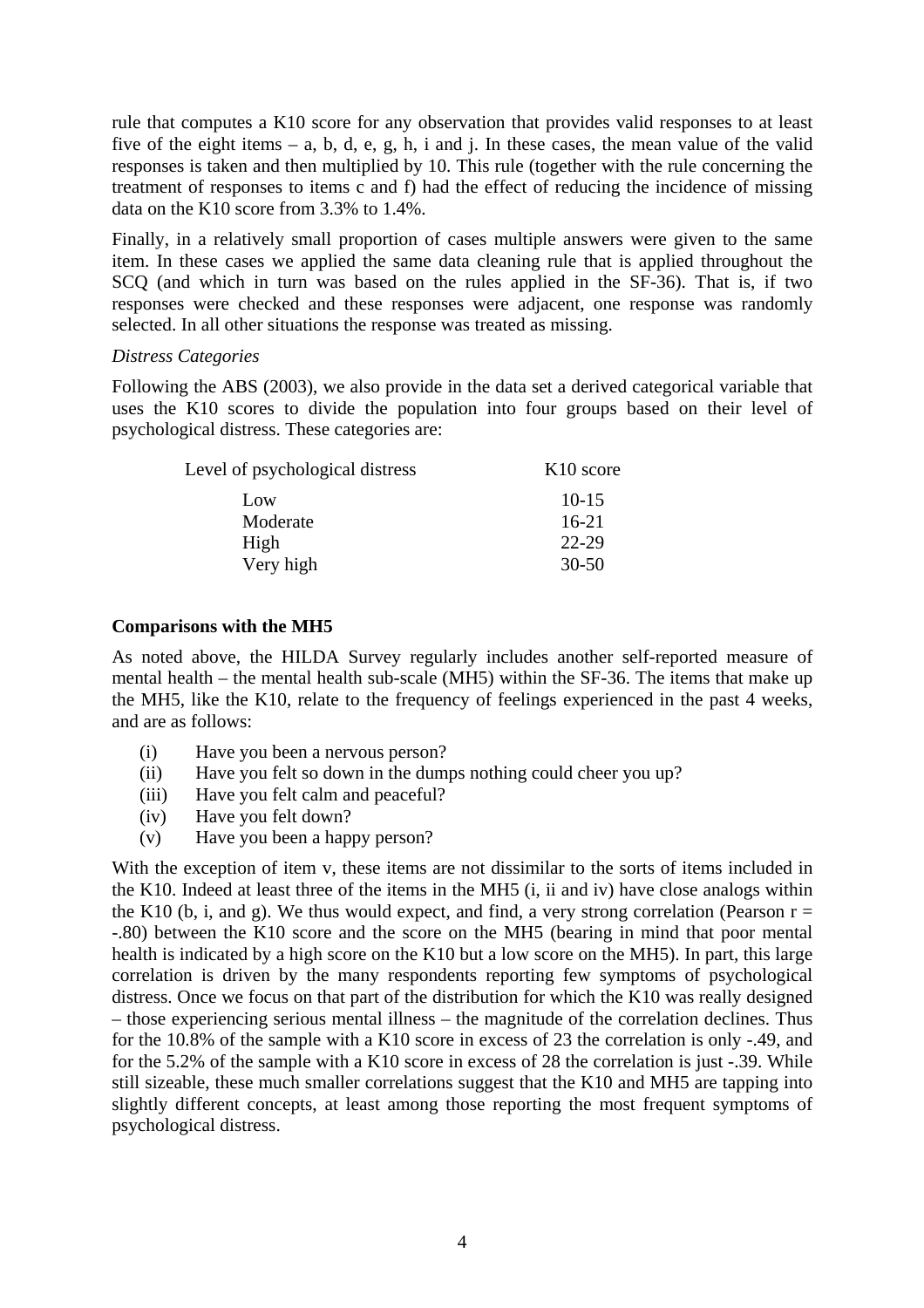rule that computes a K10 score for any observation that provides valid responses to at least five of the eight items – a, b, d, e, g, h, i and j. In these cases, the mean value of the valid responses is taken and then multiplied by 10. This rule (together with the rule concerning the treatment of responses to items c and f) had the effect of reducing the incidence of missing data on the K10 score from 3.3% to 1.4%.

Finally, in a relatively small proportion of cases multiple answers were given to the same item. In these cases we applied the same data cleaning rule that is applied throughout the SCQ (and which in turn was based on the rules applied in the SF-36). That is, if two responses were checked and these responses were adjacent, one response was randomly selected. In all other situations the response was treated as missing.

*Distress Categories*

Following the ABS (2003), we also provide in the data set a derived categorical variable that uses the K10 scores to divide the population into four groups based on their level of psychological distress. These categories are:

| Level of psychological distress | K10 score |
|---|---|
| Low | 10-15 |
| Moderate | 16-21 |
| High | 22-29 |
| Very high | 30-50 |

**Comparisons with the MH5**

As noted above, the HILDA Survey regularly includes another self-reported measure of mental health – the mental health sub-scale (MH5) within the SF-36. The items that make up the MH5, like the K10, relate to the frequency of feelings experienced in the past 4 weeks, and are as follows:

(i) Have you been a nervous person?
(ii) Have you felt so down in the dumps nothing could cheer you up?
(iii) Have you felt calm and peaceful?
(iv) Have you felt down?
(v) Have you been a happy person?

With the exception of item v, these items are not dissimilar to the sorts of items included in the K10. Indeed at least three of the items in the MH5 (i, ii and iv) have close analogs within the K10 (b, i, and g). We thus would expect, and find, a very strong correlation (Pearson $r = -.80$) between the K10 score and the score on the MH5 (bearing in mind that poor mental health is indicated by a high score on the K10 but a low score on the MH5). In part, this large correlation is driven by the many respondents reporting few symptoms of psychological distress. Once we focus on that part of the distribution for which the K10 was really designed – those experiencing serious mental illness – the magnitude of the correlation declines. Thus for the 10.8% of the sample with a K10 score in excess of 23 the correlation is only -.49, and for the 5.2% of the sample with a K10 score in excess of 28 the correlation is just -.39. While still sizeable, these much smaller correlations suggest that the K10 and MH5 are tapping into slightly different concepts, at least among those reporting the most frequent symptoms of psychological distress.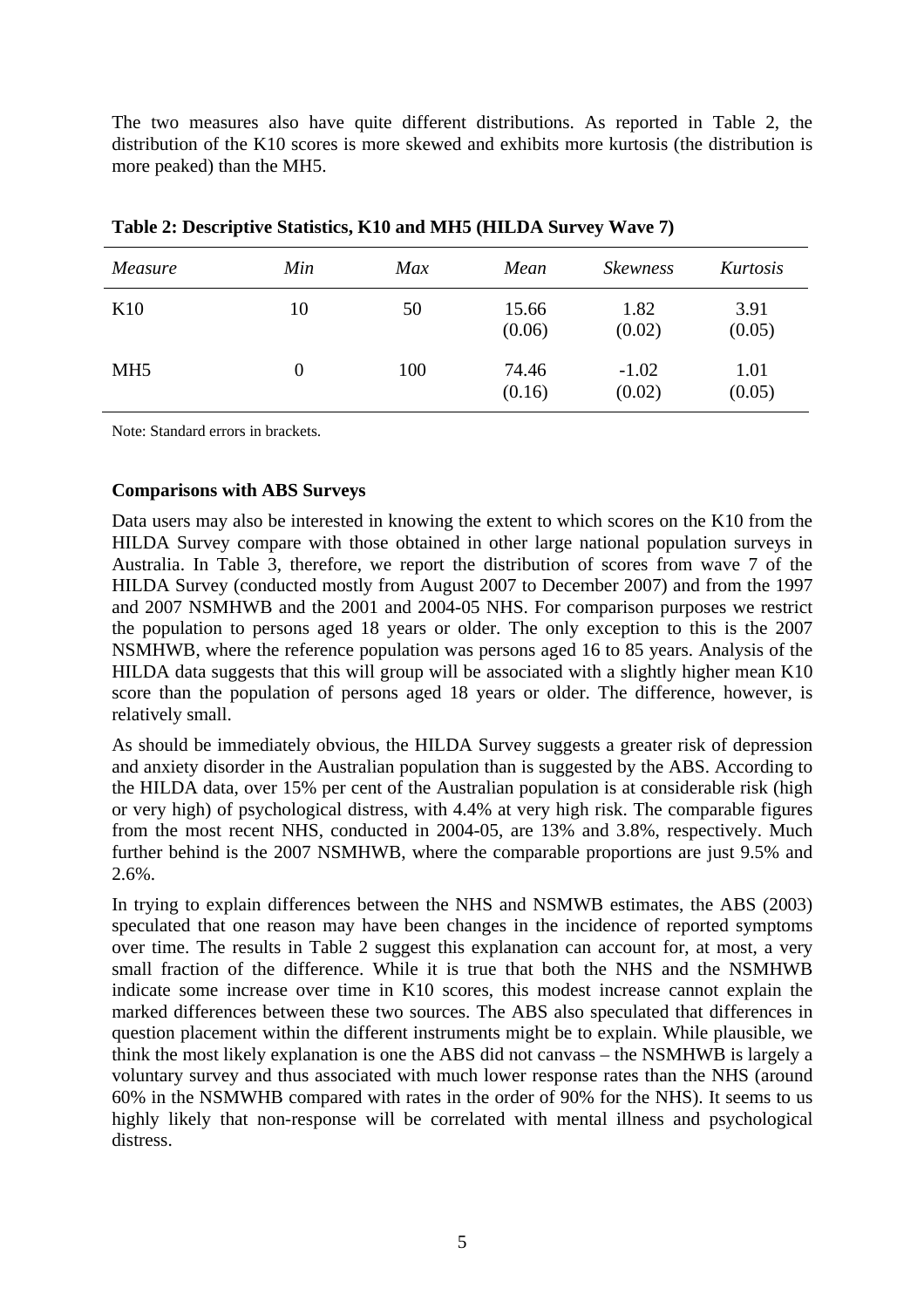The two measures also have quite different distributions. As reported in Table 2, the distribution of the K10 scores is more skewed and exhibits more kurtosis (the distribution is more peaked) than the MH5.

**Table 2: Descriptive Statistics, K10 and MH5 (HILDA Survey Wave 7)**

| *Measure* | *Min* | *Max* | *Mean* | *Skewness* | *Kurtosis* |
|---|---|---|---|---|---|
| K10 | 10 | 50 | 15.66 (0.06) | 1.82 (0.02) | 3.91 (0.05) |
| MH5 | 0 | 100 | 74.46 (0.16) | -1.02 (0.02) | 1.01 (0.05) |

Note: Standard errors in brackets.

**Comparisons with ABS Surveys**

Data users may also be interested in knowing the extent to which scores on the K10 from the HILDA Survey compare with those obtained in other large national population surveys in Australia. In Table 3, therefore, we report the distribution of scores from wave 7 of the HILDA Survey (conducted mostly from August 2007 to December 2007) and from the 1997 and 2007 NSMHWB and the 2001 and 2004-05 NHS. For comparison purposes we restrict the population to persons aged 18 years or older. The only exception to this is the 2007 NSMHWB, where the reference population was persons aged 16 to 85 years. Analysis of the HILDA data suggests that this will group will be associated with a slightly higher mean K10 score than the population of persons aged 18 years or older. The difference, however, is relatively small.

As should be immediately obvious, the HILDA Survey suggests a greater risk of depression and anxiety disorder in the Australian population than is suggested by the ABS. According to the HILDA data, over 15% per cent of the Australian population is at considerable risk (high or very high) of psychological distress, with 4.4% at very high risk. The comparable figures from the most recent NHS, conducted in 2004-05, are 13% and 3.8%, respectively. Much further behind is the 2007 NSMHWB, where the comparable proportions are just 9.5% and 2.6%.

In trying to explain differences between the NHS and NSMWB estimates, the ABS (2003) speculated that one reason may have been changes in the incidence of reported symptoms over time. The results in Table 2 suggest this explanation can account for, at most, a very small fraction of the difference. While it is true that both the NHS and the NSMHWB indicate some increase over time in K10 scores, this modest increase cannot explain the marked differences between these two sources. The ABS also speculated that differences in question placement within the different instruments might be to explain. While plausible, we think the most likely explanation is one the ABS did not canvass – the NSMHWB is largely a voluntary survey and thus associated with much lower response rates than the NHS (around 60% in the NSMWHB compared with rates in the order of 90% for the NHS). It seems to us highly likely that non-response will be correlated with mental illness and psychological distress.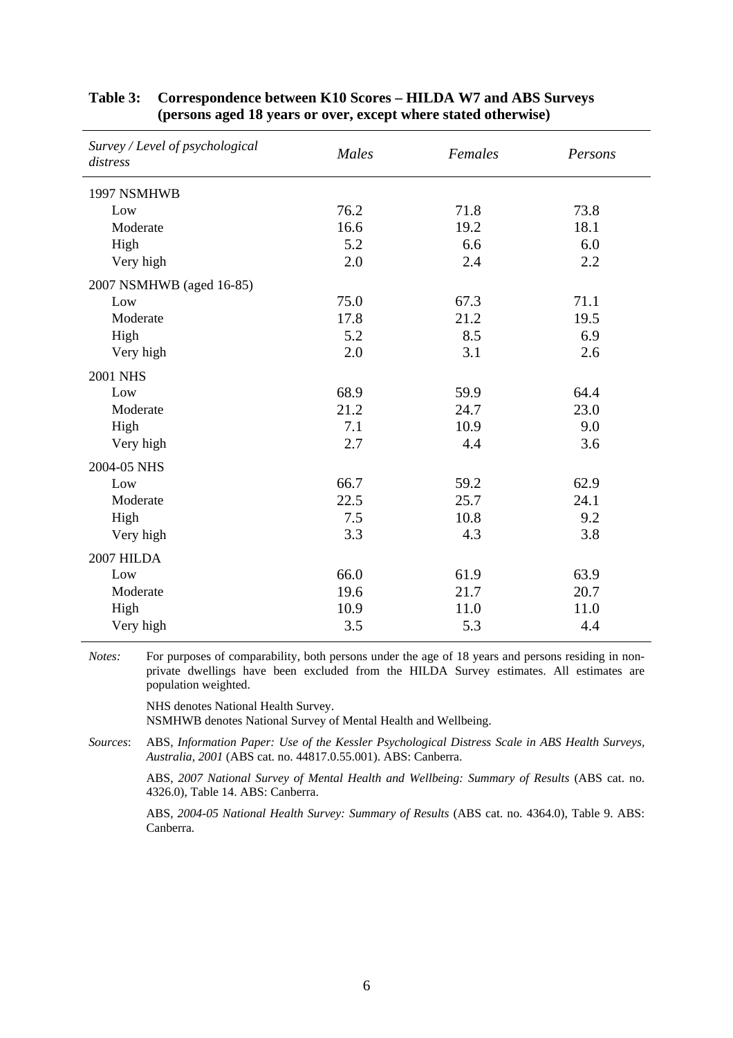**Table 3: Correspondence between K10 Scores – HILDA W7 and ABS Surveys (persons aged 18 years or over, except where stated otherwise)**

| *Survey / Level of psychological distress* | *Males* | *Females* | *Persons* |
|---|---|---|---|
| 1997 NSMHWB | | | |
| Low | 76.2 | 71.8 | 73.8 |
| Moderate | 16.6 | 19.2 | 18.1 |
| High | 5.2 | 6.6 | 6.0 |
| Very high | 2.0 | 2.4 | 2.2 |
| 2007 NSMHWB (aged 16-85) | | | |
| Low | 75.0 | 67.3 | 71.1 |
| Moderate | 17.8 | 21.2 | 19.5 |
| High | 5.2 | 8.5 | 6.9 |
| Very high | 2.0 | 3.1 | 2.6 |
| 2001 NHS | | | |
| Low | 68.9 | 59.9 | 64.4 |
| Moderate | 21.2 | 24.7 | 23.0 |
| High | 7.1 | 10.9 | 9.0 |
| Very high | 2.7 | 4.4 | 3.6 |
| 2004-05 NHS | | | |
| Low | 66.7 | 59.2 | 62.9 |
| Moderate | 22.5 | 25.7 | 24.1 |
| High | 7.5 | 10.8 | 9.2 |
| Very high | 3.3 | 4.3 | 3.8 |
| 2007 HILDA | | | |
| Low | 66.0 | 61.9 | 63.9 |
| Moderate | 19.6 | 21.7 | 20.7 |
| High | 10.9 | 11.0 | 11.0 |
| Very high | 3.5 | 5.3 | 4.4 |

*Notes:* For purposes of comparability, both persons under the age of 18 years and persons residing in non-private dwellings have been excluded from the HILDA Survey estimates. All estimates are population weighted.

NHS denotes National Health Survey.
NSMHWB denotes National Survey of Mental Health and Wellbeing.

*Sources*: ABS, *Information Paper: Use of the Kessler Psychological Distress Scale in ABS Health Surveys, Australia, 2001* (ABS cat. no. 44817.0.55.001). ABS: Canberra.

ABS, *2007 National Survey of Mental Health and Wellbeing: Summary of Results* (ABS cat. no. 4326.0), Table 14. ABS: Canberra.

ABS, *2004-05 National Health Survey: Summary of Results* (ABS cat. no. 4364.0), Table 9. ABS: Canberra.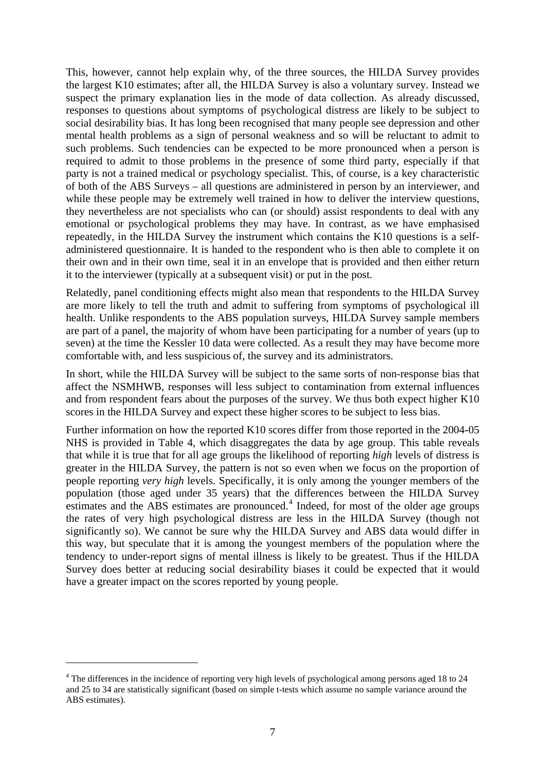This, however, cannot help explain why, of the three sources, the HILDA Survey provides the largest K10 estimates; after all, the HILDA Survey is also a voluntary survey. Instead we suspect the primary explanation lies in the mode of data collection. As already discussed, responses to questions about symptoms of psychological distress are likely to be subject to social desirability bias. It has long been recognised that many people see depression and other mental health problems as a sign of personal weakness and so will be reluctant to admit to such problems. Such tendencies can be expected to be more pronounced when a person is required to admit to those problems in the presence of some third party, especially if that party is not a trained medical or psychology specialist. This, of course, is a key characteristic of both of the ABS Surveys – all questions are administered in person by an interviewer, and while these people may be extremely well trained in how to deliver the interview questions, they nevertheless are not specialists who can (or should) assist respondents to deal with any emotional or psychological problems they may have. In contrast, as we have emphasised repeatedly, in the HILDA Survey the instrument which contains the K10 questions is a self-administered questionnaire. It is handed to the respondent who is then able to complete it on their own and in their own time, seal it in an envelope that is provided and then either return it to the interviewer (typically at a subsequent visit) or put in the post.

Relatedly, panel conditioning effects might also mean that respondents to the HILDA Survey are more likely to tell the truth and admit to suffering from symptoms of psychological ill health. Unlike respondents to the ABS population surveys, HILDA Survey sample members are part of a panel, the majority of whom have been participating for a number of years (up to seven) at the time the Kessler 10 data were collected. As a result they may have become more comfortable with, and less suspicious of, the survey and its administrators.

In short, while the HILDA Survey will be subject to the same sorts of non-response bias that affect the NSMHWB, responses will less subject to contamination from external influences and from respondent fears about the purposes of the survey. We thus both expect higher K10 scores in the HILDA Survey and expect these higher scores to be subject to less bias.

Further information on how the reported K10 scores differ from those reported in the 2004-05 NHS is provided in Table 4, which disaggregates the data by age group. This table reveals that while it is true that for all age groups the likelihood of reporting *high* levels of distress is greater in the HILDA Survey, the pattern is not so even when we focus on the proportion of people reporting *very high* levels. Specifically, it is only among the younger members of the population (those aged under 35 years) that the differences between the HILDA Survey estimates and the ABS estimates are pronounced.[4] Indeed, for most of the older age groups the rates of very high psychological distress are less in the HILDA Survey (though not significantly so). We cannot be sure why the HILDA Survey and ABS data would differ in this way, but speculate that it is among the youngest members of the population where the tendency to under-report signs of mental illness is likely to be greatest. Thus if the HILDA Survey does better at reducing social desirability biases it could be expected that it would have a greater impact on the scores reported by young people.

---

[4] The differences in the incidence of reporting very high levels of psychological among persons aged 18 to 24 and 25 to 34 are statistically significant (based on simple t-tests which assume no sample variance around the ABS estimates).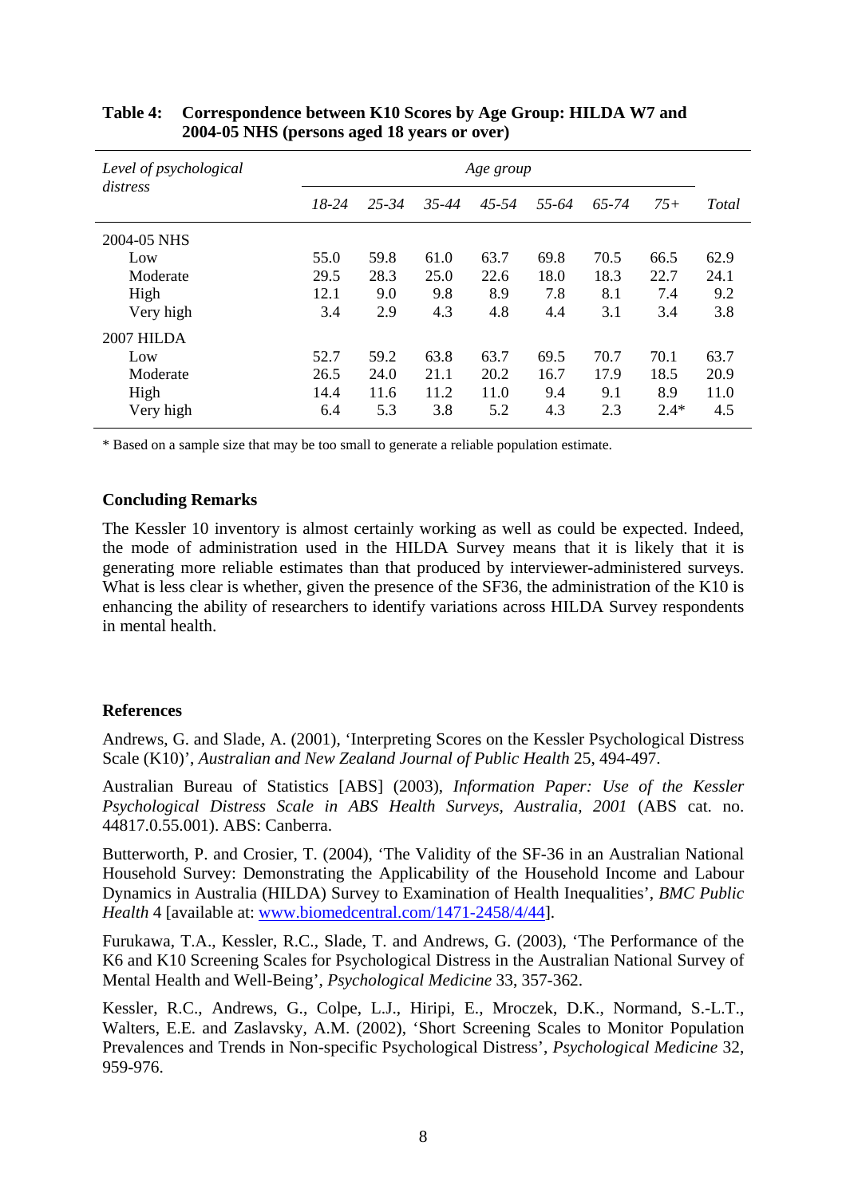**Table 4: Correspondence between K10 Scores by Age Group: HILDA W7 and 2004-05 NHS (persons aged 18 years or over)**

| *Level of psychological distress* | *Age group* | | | | | | | |
|---|---|---|---|---|---|---|---|---|
| | *18-24* | *25-34* | *35-44* | *45-54* | *55-64* | *65-74* | *75+* | *Total* |
| 2004-05 NHS | | | | | | | | |
| Low | 55.0 | 59.8 | 61.0 | 63.7 | 69.8 | 70.5 | 66.5 | 62.9 |
| Moderate | 29.5 | 28.3 | 25.0 | 22.6 | 18.0 | 18.3 | 22.7 | 24.1 |
| High | 12.1 | 9.0 | 9.8 | 8.9 | 7.8 | 8.1 | 7.4 | 9.2 |
| Very high | 3.4 | 2.9 | 4.3 | 4.8 | 4.4 | 3.1 | 3.4 | 3.8 |
| 2007 HILDA | | | | | | | | |
| Low | 52.7 | 59.2 | 63.8 | 63.7 | 69.5 | 70.7 | 70.1 | 63.7 |
| Moderate | 26.5 | 24.0 | 21.1 | 20.2 | 16.7 | 17.9 | 18.5 | 20.9 |
| High | 14.4 | 11.6 | 11.2 | 11.0 | 9.4 | 9.1 | 8.9 | 11.0 |
| Very high | 6.4 | 5.3 | 3.8 | 5.2 | 4.3 | 2.3 | 2.4* | 4.5 |

\* Based on a sample size that may be too small to generate a reliable population estimate.

## Concluding Remarks

The Kessler 10 inventory is almost certainly working as well as could be expected. Indeed, the mode of administration used in the HILDA Survey means that it is likely that it is generating more reliable estimates than that produced by interviewer-administered surveys. What is less clear is whether, given the presence of the SF36, the administration of the K10 is enhancing the ability of researchers to identify variations across HILDA Survey respondents in mental health.

## References

Andrews, G. and Slade, A. (2001), 'Interpreting Scores on the Kessler Psychological Distress Scale (K10)', *Australian and New Zealand Journal of Public Health* 25, 494-497.

Australian Bureau of Statistics [ABS] (2003), *Information Paper: Use of the Kessler Psychological Distress Scale in ABS Health Surveys, Australia, 2001* (ABS cat. no. 44817.0.55.001). ABS: Canberra.

Butterworth, P. and Crosier, T. (2004), 'The Validity of the SF-36 in an Australian National Household Survey: Demonstrating the Applicability of the Household Income and Labour Dynamics in Australia (HILDA) Survey to Examination of Health Inequalities', *BMC Public Health* 4 [available at: www.biomedcentral.com/1471-2458/4/44].

Furukawa, T.A., Kessler, R.C., Slade, T. and Andrews, G. (2003), 'The Performance of the K6 and K10 Screening Scales for Psychological Distress in the Australian National Survey of Mental Health and Well-Being', *Psychological Medicine* 33, 357-362.

Kessler, R.C., Andrews, G., Colpe, L.J., Hiripi, E., Mroczek, D.K., Normand, S.-L.T., Walters, E.E. and Zaslavsky, A.M. (2002), 'Short Screening Scales to Monitor Population Prevalences and Trends in Non-specific Psychological Distress', *Psychological Medicine* 32, 959-976.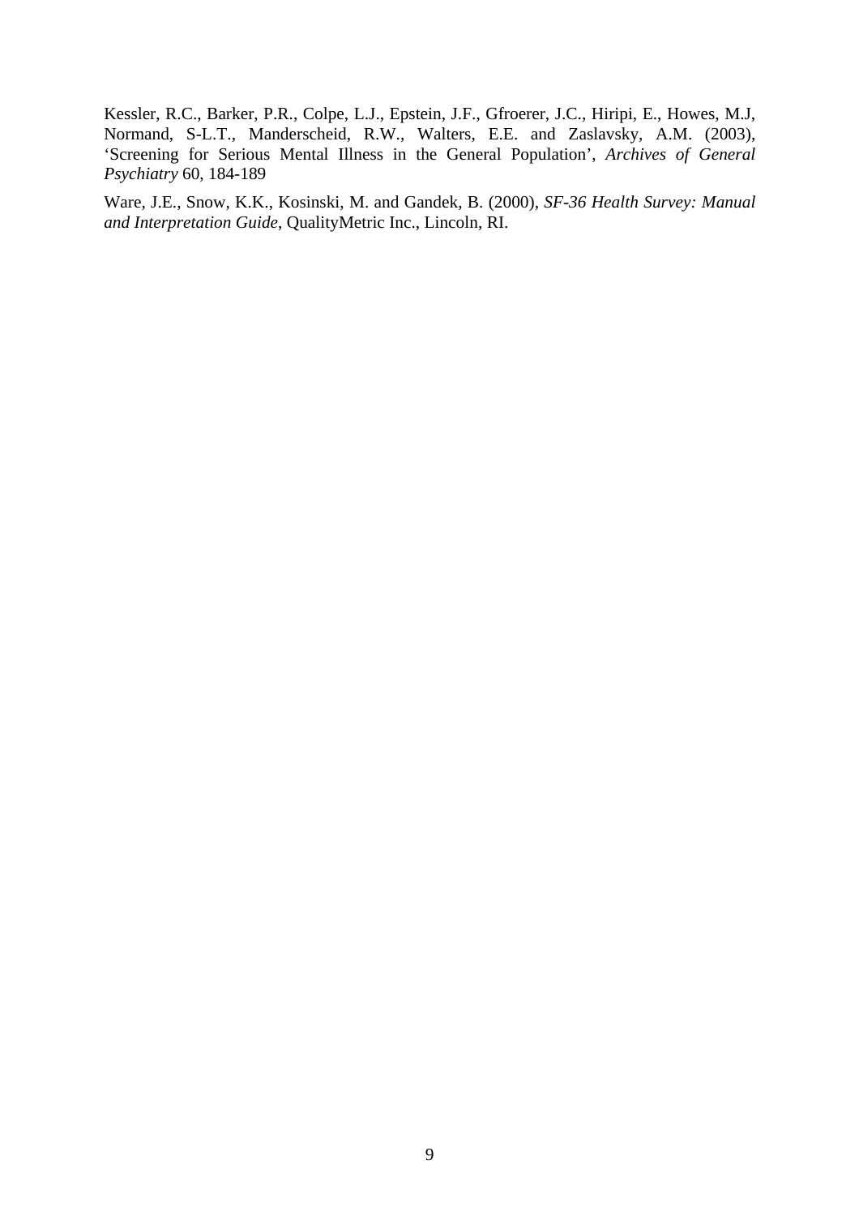Kessler, R.C., Barker, P.R., Colpe, L.J., Epstein, J.F., Gfroerer, J.C., Hiripi, E., Howes, M.J, Normand, S-L.T., Manderscheid, R.W., Walters, E.E. and Zaslavsky, A.M. (2003), 'Screening for Serious Mental Illness in the General Population', *Archives of General Psychiatry* 60, 184-189

Ware, J.E., Snow, K.K., Kosinski, M. and Gandek, B. (2000), *SF-36 Health Survey: Manual and Interpretation Guide*, QualityMetric Inc., Lincoln, RI.